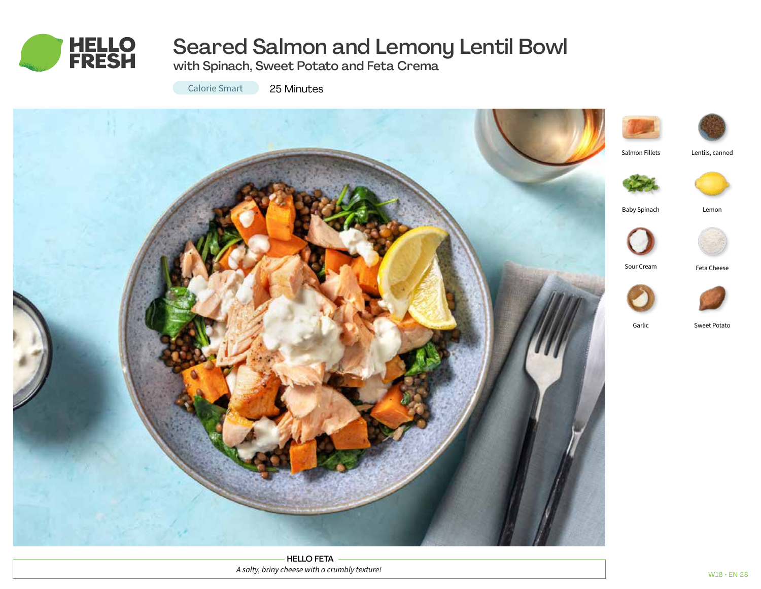# Seared Salmon and Lemony Lentil Bowl

## with Spinach, Sweet Potato and Feta Crema

Calorie Smart

25 Minutes

- Salmon Fillets
- Lentils, canned
- Baby Spinach
- Lemon
- Sour Cream
- Feta Cheese
- Garlic
- Sweet Potato

**HELLO FETA**

*A salty, briny cheese with a crumbly texture!*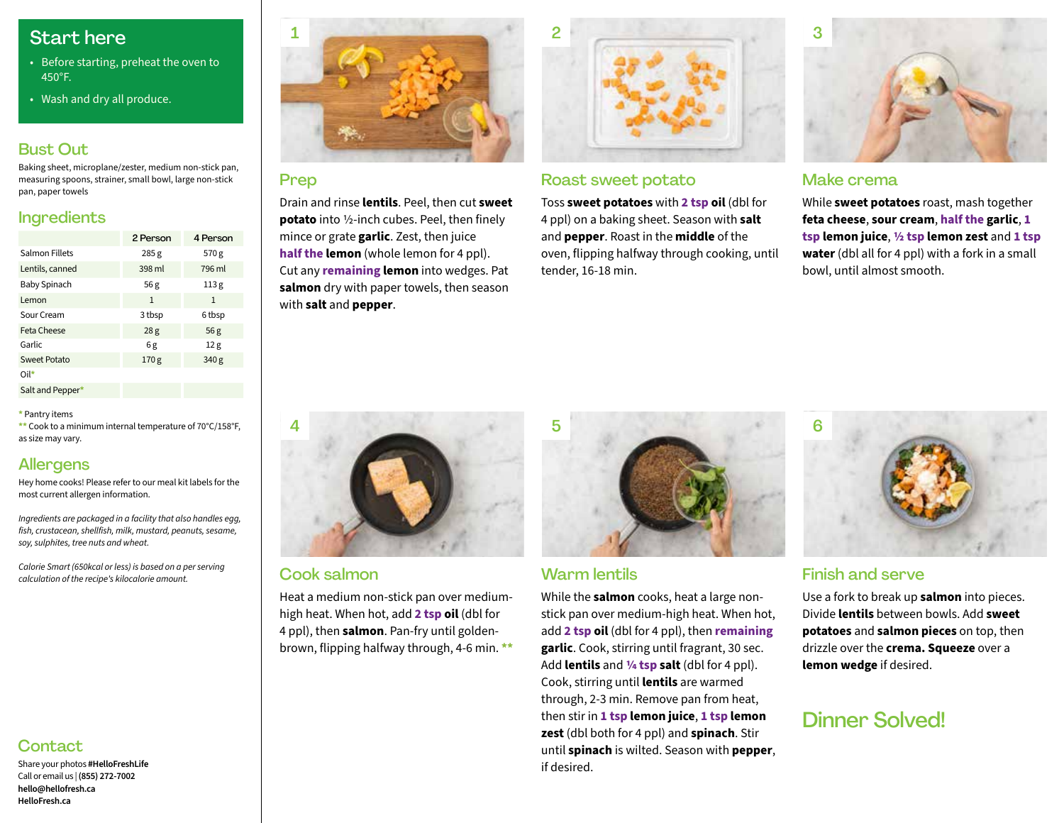## Start here

- Before starting, preheat the oven to 450°F.
- Wash and dry all produce.

## Bust Out

Baking sheet, microplane/zester, medium non-stick pan, measuring spoons, strainer, small bowl, large non-stick pan, paper towels

## Ingredients

| | 2 Person | 4 Person |
|---|---|---|
| Salmon Fillets | 285 g | 570 g |
| Lentils, canned | 398 ml | 796 ml |
| Baby Spinach | 56 g | 113 g |
| Lemon | 1 | 1 |
| Sour Cream | 3 tbsp | 6 tbsp |
| Feta Cheese | 28 g | 56 g |
| Garlic | 6 g | 12 g |
| Sweet Potato | 170 g | 340 g |
| Oil* | | |
| Salt and Pepper* | | |

\* Pantry items

** Cook to a minimum internal temperature of 70°C/158°F, as size may vary.

## Allergens

Hey home cooks! Please refer to our meal kit labels for the most current allergen information.

*Ingredients are packaged in a facility that also handles egg, fish, crustacean, shellfish, milk, mustard, peanuts, sesame, soy, sulphites, tree nuts and wheat.*

*Calorie Smart (650kcal or less) is based on a per serving calculation of the recipe's kilocalorie amount.*

## 1 Prep

Drain and rinse **lentils**. Peel, then cut **sweet potato** into ½-inch cubes. Peel, then finely mince or grate **garlic**. Zest, then juice **half the lemon** (whole lemon for 4 ppl). Cut any **remaining lemon** into wedges. Pat **salmon** dry with paper towels, then season with **salt** and **pepper**.

## 2 Roast sweet potato

Toss **sweet potatoes** with **2 tsp oil** (dbl for 4 ppl) on a baking sheet. Season with **salt** and **pepper**. Roast in the **middle** of the oven, flipping halfway through cooking, until tender, 16-18 min.

## 3 Make crema

While **sweet potatoes** roast, mash together **feta cheese**, **sour cream**, **half the garlic**, **1 tsp lemon juice**, **½ tsp lemon zest** and **1 tsp water** (dbl all for 4 ppl) with a fork in a small bowl, until almost smooth.

## 4 Cook salmon

Heat a medium non-stick pan over medium-high heat. When hot, add **2 tsp oil** (dbl for 4 ppl), then **salmon**. Pan-fry until golden-brown, flipping halfway through, 4-6 min. **

## 5 Warm lentils

While the **salmon** cooks, heat a large non-stick pan over medium-high heat. When hot, add **2 tsp oil** (dbl for 4 ppl), then **remaining garlic**. Cook, stirring until fragrant, 30 sec. Add **lentils** and **¼ tsp salt** (dbl for 4 ppl). Cook, stirring until **lentils** are warmed through, 2-3 min. Remove pan from heat, then stir in **1 tsp lemon juice**, **1 tsp lemon zest** (dbl both for 4 ppl) and **spinach**. Stir until **spinach** is wilted. Season with **pepper**, if desired.

## 6 Finish and serve

Use a fork to break up **salmon** into pieces. Divide **lentils** between bowls. Add **sweet potatoes** and **salmon pieces** on top, then drizzle over the **crema. Squeeze** over a **lemon wedge** if desired.

## Dinner Solved!

## Contact

Share your photos **#HelloFreshLife**

Call or email us | **(855) 272-7002**

**hello@hellofresh.ca**

**HelloFresh.ca**